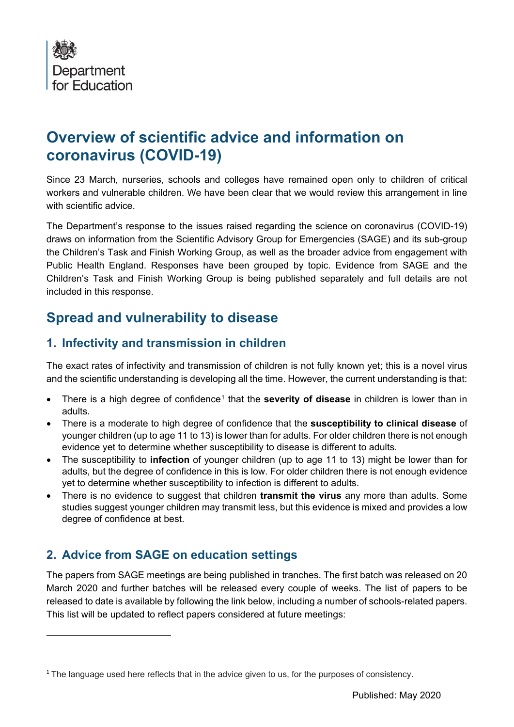Department for Education

# Overview of scientific advice and information on coronavirus (COVID-19)

Since 23 March, nurseries, schools and colleges have remained open only to children of critical workers and vulnerable children. We have been clear that we would review this arrangement in line with scientific advice.

The Department's response to the issues raised regarding the science on coronavirus (COVID-19) draws on information from the Scientific Advisory Group for Emergencies (SAGE) and its sub-group the Children's Task and Finish Working Group, as well as the broader advice from engagement with Public Health England. Responses have been grouped by topic. Evidence from SAGE and the Children's Task and Finish Working Group is being published separately and full details are not included in this response.

## Spread and vulnerability to disease

### 1. Infectivity and transmission in children

The exact rates of infectivity and transmission of children is not fully known yet; this is a novel virus and the scientific understanding is developing all the time. However, the current understanding is that:

- There is a high degree of confidence[1] that the **severity of disease** in children is lower than in adults.
- There is a moderate to high degree of confidence that the **susceptibility to clinical disease** of younger children (up to age 11 to 13) is lower than for adults. For older children there is not enough evidence yet to determine whether susceptibility to disease is different to adults.
- The susceptibility to **infection** of younger children (up to age 11 to 13) might be lower than for adults, but the degree of confidence in this is low. For older children there is not enough evidence yet to determine whether susceptibility to infection is different to adults.
- There is no evidence to suggest that children **transmit the virus** any more than adults. Some studies suggest younger children may transmit less, but this evidence is mixed and provides a low degree of confidence at best.

### 2. Advice from SAGE on education settings

The papers from SAGE meetings are being published in tranches. The first batch was released on 20 March 2020 and further batches will be released every couple of weeks. The list of papers to be released to date is available by following the link below, including a number of schools-related papers. This list will be updated to reflect papers considered at future meetings:

[1] The language used here reflects that in the advice given to us, for the purposes of consistency.

Published: May 2020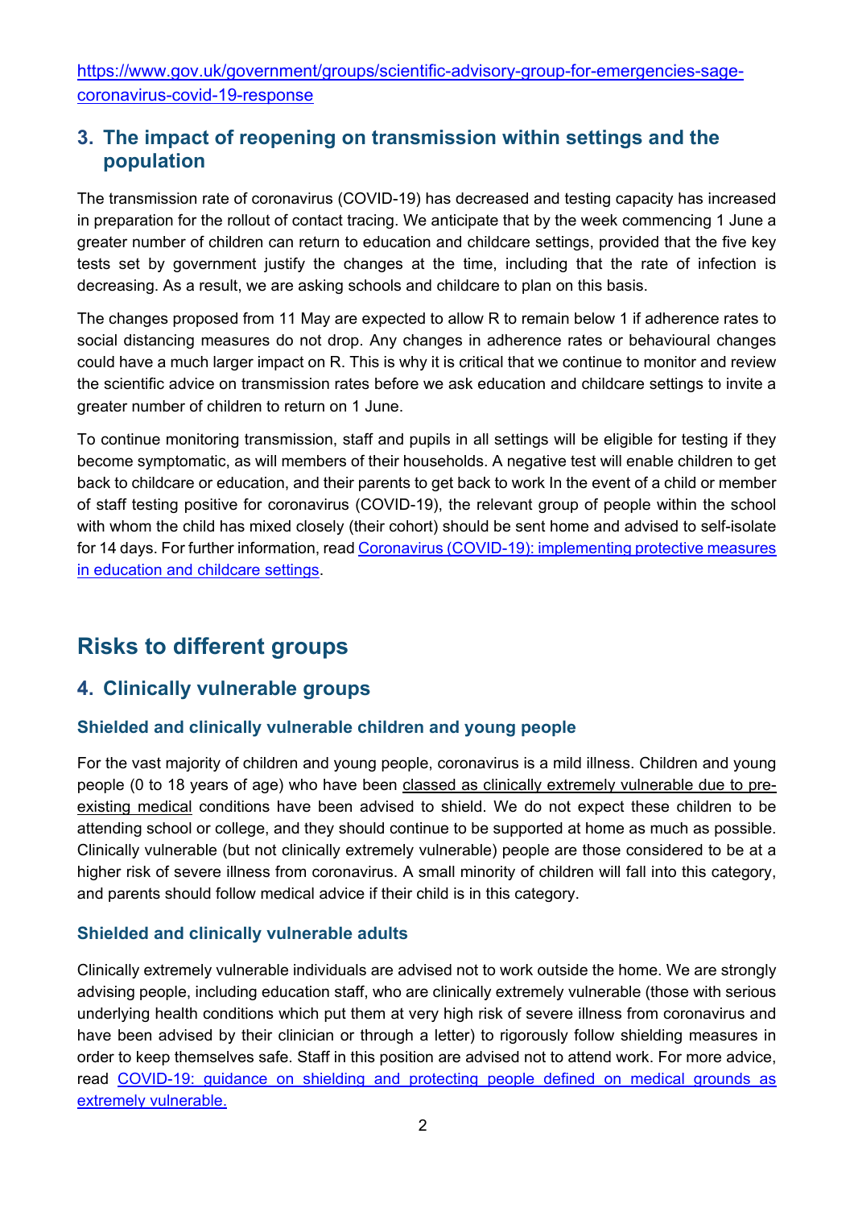[https://www.gov.uk/government/groups/scientific-advisory-group-for-emergencies-sage-coronavirus-covid-19-response](https://www.gov.uk/government/groups/scientific-advisory-group-for-emergencies-sage-coronavirus-covid-19-response)

## 3. The impact of reopening on transmission within settings and the population

The transmission rate of coronavirus (COVID-19) has decreased and testing capacity has increased in preparation for the rollout of contact tracing. We anticipate that by the week commencing 1 June a greater number of children can return to education and childcare settings, provided that the five key tests set by government justify the changes at the time, including that the rate of infection is decreasing. As a result, we are asking schools and childcare to plan on this basis.

The changes proposed from 11 May are expected to allow R to remain below 1 if adherence rates to social distancing measures do not drop. Any changes in adherence rates or behavioural changes could have a much larger impact on R. This is why it is critical that we continue to monitor and review the scientific advice on transmission rates before we ask education and childcare settings to invite a greater number of children to return on 1 June.

To continue monitoring transmission, staff and pupils in all settings will be eligible for testing if they become symptomatic, as will members of their households. A negative test will enable children to get back to childcare or education, and their parents to get back to work In the event of a child or member of staff testing positive for coronavirus (COVID-19), the relevant group of people within the school with whom the child has mixed closely (their cohort) should be sent home and advised to self-isolate for 14 days. For further information, read [Coronavirus (COVID-19): implementing protective measures in education and childcare settings](#).

# Risks to different groups

## 4. Clinically vulnerable groups

### Shielded and clinically vulnerable children and young people

For the vast majority of children and young people, coronavirus is a mild illness. Children and young people (0 to 18 years of age) who have been classed as clinically extremely vulnerable due to pre-existing medical conditions have been advised to shield. We do not expect these children to be attending school or college, and they should continue to be supported at home as much as possible. Clinically vulnerable (but not clinically extremely vulnerable) people are those considered to be at a higher risk of severe illness from coronavirus. A small minority of children will fall into this category, and parents should follow medical advice if their child is in this category.

### Shielded and clinically vulnerable adults

Clinically extremely vulnerable individuals are advised not to work outside the home. We are strongly advising people, including education staff, who are clinically extremely vulnerable (those with serious underlying health conditions which put them at very high risk of severe illness from coronavirus and have been advised by their clinician or through a letter) to rigorously follow shielding measures in order to keep themselves safe. Staff in this position are advised not to attend work. For more advice, read [COVID-19: guidance on shielding and protecting people defined on medical grounds as extremely vulnerable.](#)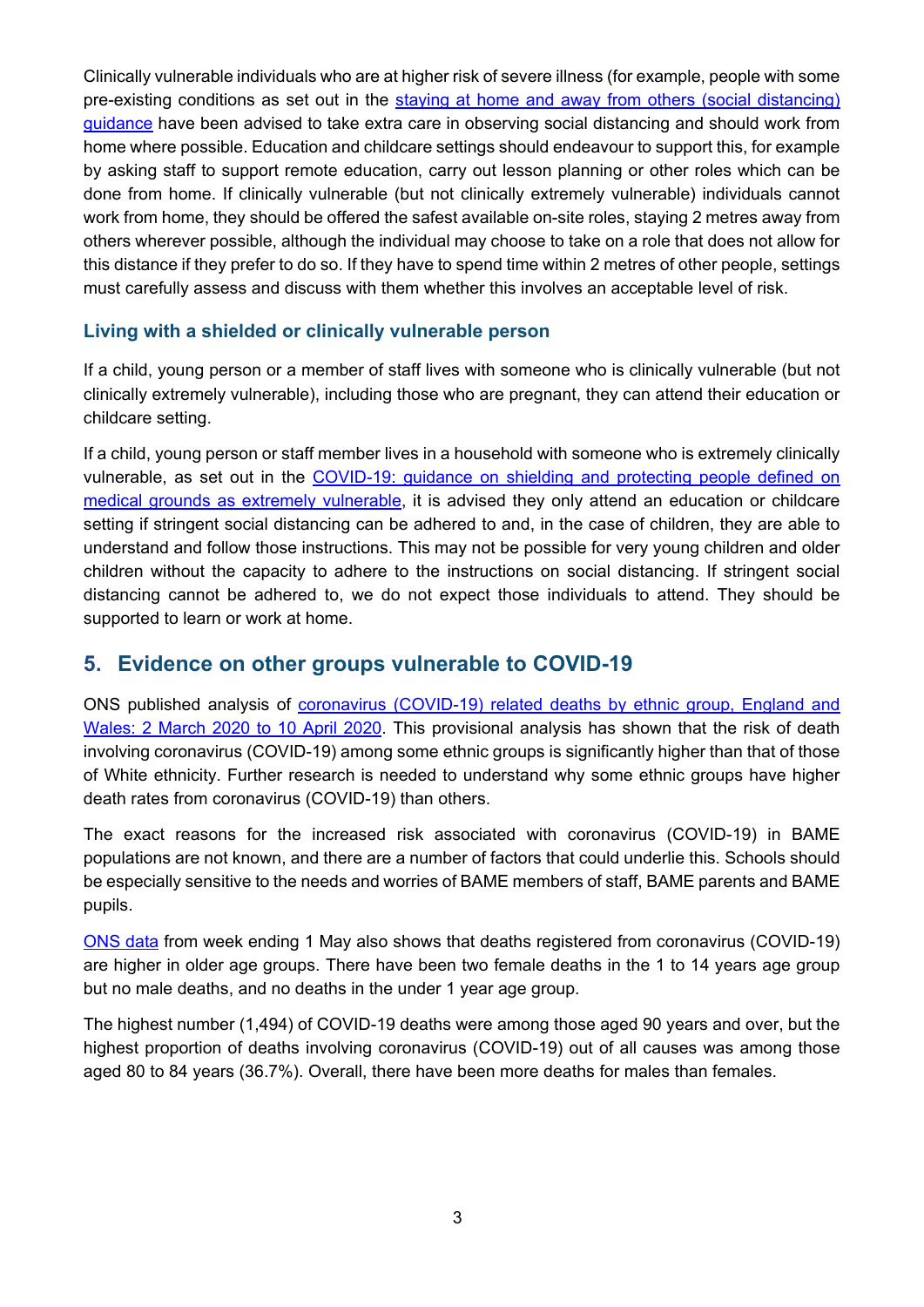Clinically vulnerable individuals who are at higher risk of severe illness (for example, people with some pre-existing conditions as set out in the [staying at home and away from others (social distancing) guidance](#) have been advised to take extra care in observing social distancing and should work from home where possible. Education and childcare settings should endeavour to support this, for example by asking staff to support remote education, carry out lesson planning or other roles which can be done from home. If clinically vulnerable (but not clinically extremely vulnerable) individuals cannot work from home, they should be offered the safest available on-site roles, staying 2 metres away from others wherever possible, although the individual may choose to take on a role that does not allow for this distance if they prefer to do so. If they have to spend time within 2 metres of other people, settings must carefully assess and discuss with them whether this involves an acceptable level of risk.

### Living with a shielded or clinically vulnerable person

If a child, young person or a member of staff lives with someone who is clinically vulnerable (but not clinically extremely vulnerable), including those who are pregnant, they can attend their education or childcare setting.

If a child, young person or staff member lives in a household with someone who is extremely clinically vulnerable, as set out in the [COVID-19: guidance on shielding and protecting people defined on medical grounds as extremely vulnerable](#), it is advised they only attend an education or childcare setting if stringent social distancing can be adhered to and, in the case of children, they are able to understand and follow those instructions. This may not be possible for very young children and older children without the capacity to adhere to the instructions on social distancing. If stringent social distancing cannot be adhered to, we do not expect those individuals to attend. They should be supported to learn or work at home.

## 5. Evidence on other groups vulnerable to COVID-19

ONS published analysis of [coronavirus (COVID-19) related deaths by ethnic group, England and Wales: 2 March 2020 to 10 April 2020](#). This provisional analysis has shown that the risk of death involving coronavirus (COVID-19) among some ethnic groups is significantly higher than that of those of White ethnicity. Further research is needed to understand why some ethnic groups have higher death rates from coronavirus (COVID-19) than others.

The exact reasons for the increased risk associated with coronavirus (COVID-19) in BAME populations are not known, and there are a number of factors that could underlie this. Schools should be especially sensitive to the needs and worries of BAME members of staff, BAME parents and BAME pupils.

[ONS data](#) from week ending 1 May also shows that deaths registered from coronavirus (COVID-19) are higher in older age groups. There have been two female deaths in the 1 to 14 years age group but no male deaths, and no deaths in the under 1 year age group.

The highest number (1,494) of COVID-19 deaths were among those aged 90 years and over, but the highest proportion of deaths involving coronavirus (COVID-19) out of all causes was among those aged 80 to 84 years (36.7%). Overall, there have been more deaths for males than females.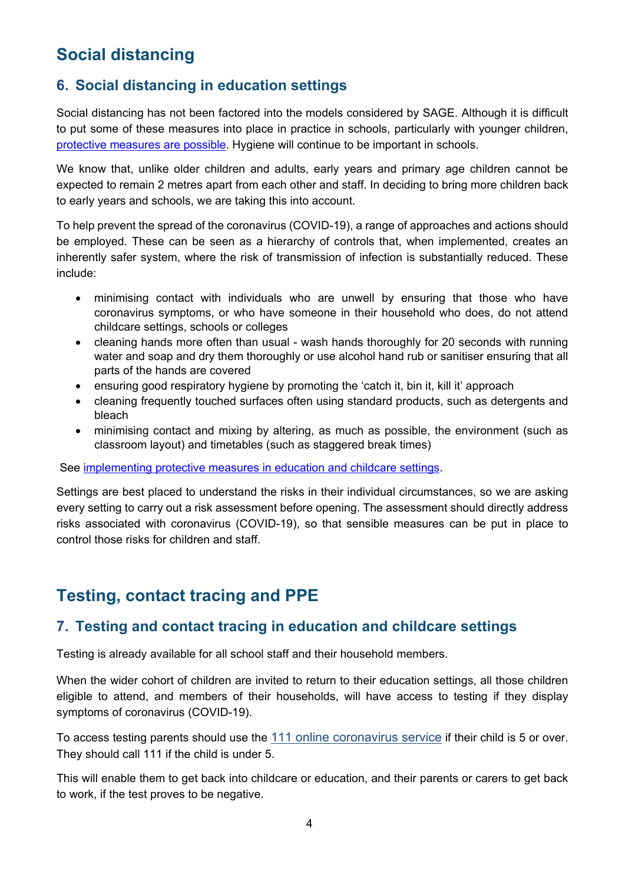## Social distancing

### 6. Social distancing in education settings

Social distancing has not been factored into the models considered by SAGE. Although it is difficult to put some of these measures into place in practice in schools, particularly with younger children, protective measures are possible. Hygiene will continue to be important in schools.

We know that, unlike older children and adults, early years and primary age children cannot be expected to remain 2 metres apart from each other and staff. In deciding to bring more children back to early years and schools, we are taking this into account.

To help prevent the spread of the coronavirus (COVID-19), a range of approaches and actions should be employed. These can be seen as a hierarchy of controls that, when implemented, creates an inherently safer system, where the risk of transmission of infection is substantially reduced. These include:

- minimising contact with individuals who are unwell by ensuring that those who have coronavirus symptoms, or who have someone in their household who does, do not attend childcare settings, schools or colleges
- cleaning hands more often than usual - wash hands thoroughly for 20 seconds with running water and soap and dry them thoroughly or use alcohol hand rub or sanitiser ensuring that all parts of the hands are covered
- ensuring good respiratory hygiene by promoting the 'catch it, bin it, kill it' approach
- cleaning frequently touched surfaces often using standard products, such as detergents and bleach
- minimising contact and mixing by altering, as much as possible, the environment (such as classroom layout) and timetables (such as staggered break times)

See implementing protective measures in education and childcare settings.

Settings are best placed to understand the risks in their individual circumstances, so we are asking every setting to carry out a risk assessment before opening. The assessment should directly address risks associated with coronavirus (COVID-19), so that sensible measures can be put in place to control those risks for children and staff.

## Testing, contact tracing and PPE

### 7. Testing and contact tracing in education and childcare settings

Testing is already available for all school staff and their household members.

When the wider cohort of children are invited to return to their education settings, all those children eligible to attend, and members of their households, will have access to testing if they display symptoms of coronavirus (COVID-19).

To access testing parents should use the 111 online coronavirus service if their child is 5 or over. They should call 111 if the child is under 5.

This will enable them to get back into childcare or education, and their parents or carers to get back to work, if the test proves to be negative.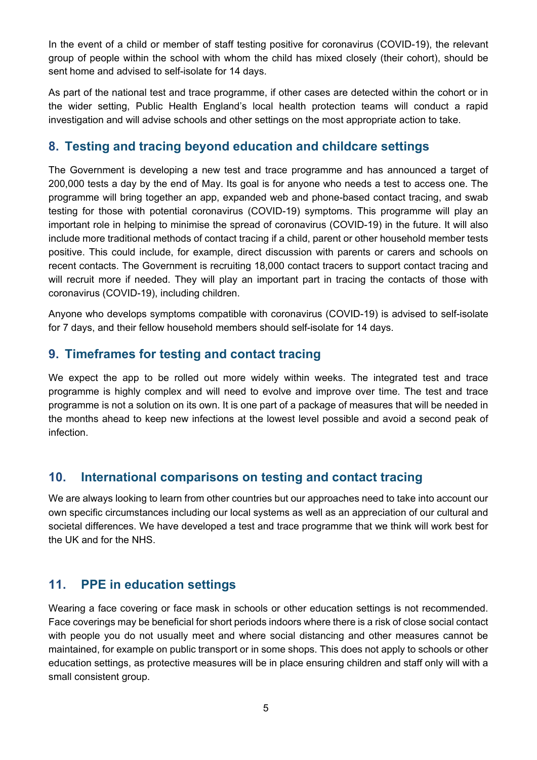In the event of a child or member of staff testing positive for coronavirus (COVID-19), the relevant group of people within the school with whom the child has mixed closely (their cohort), should be sent home and advised to self-isolate for 14 days.

As part of the national test and trace programme, if other cases are detected within the cohort or in the wider setting, Public Health England's local health protection teams will conduct a rapid investigation and will advise schools and other settings on the most appropriate action to take.

## 8. Testing and tracing beyond education and childcare settings

The Government is developing a new test and trace programme and has announced a target of 200,000 tests a day by the end of May. Its goal is for anyone who needs a test to access one. The programme will bring together an app, expanded web and phone-based contact tracing, and swab testing for those with potential coronavirus (COVID-19) symptoms. This programme will play an important role in helping to minimise the spread of coronavirus (COVID-19) in the future. It will also include more traditional methods of contact tracing if a child, parent or other household member tests positive. This could include, for example, direct discussion with parents or carers and schools on recent contacts. The Government is recruiting 18,000 contact tracers to support contact tracing and will recruit more if needed. They will play an important part in tracing the contacts of those with coronavirus (COVID-19), including children.

Anyone who develops symptoms compatible with coronavirus (COVID-19) is advised to self-isolate for 7 days, and their fellow household members should self-isolate for 14 days.

## 9. Timeframes for testing and contact tracing

We expect the app to be rolled out more widely within weeks. The integrated test and trace programme is highly complex and will need to evolve and improve over time. The test and trace programme is not a solution on its own. It is one part of a package of measures that will be needed in the months ahead to keep new infections at the lowest level possible and avoid a second peak of infection.

## 10. International comparisons on testing and contact tracing

We are always looking to learn from other countries but our approaches need to take into account our own specific circumstances including our local systems as well as an appreciation of our cultural and societal differences. We have developed a test and trace programme that we think will work best for the UK and for the NHS.

## 11. PPE in education settings

Wearing a face covering or face mask in schools or other education settings is not recommended. Face coverings may be beneficial for short periods indoors where there is a risk of close social contact with people you do not usually meet and where social distancing and other measures cannot be maintained, for example on public transport or in some shops. This does not apply to schools or other education settings, as protective measures will be in place ensuring children and staff only will with a small consistent group.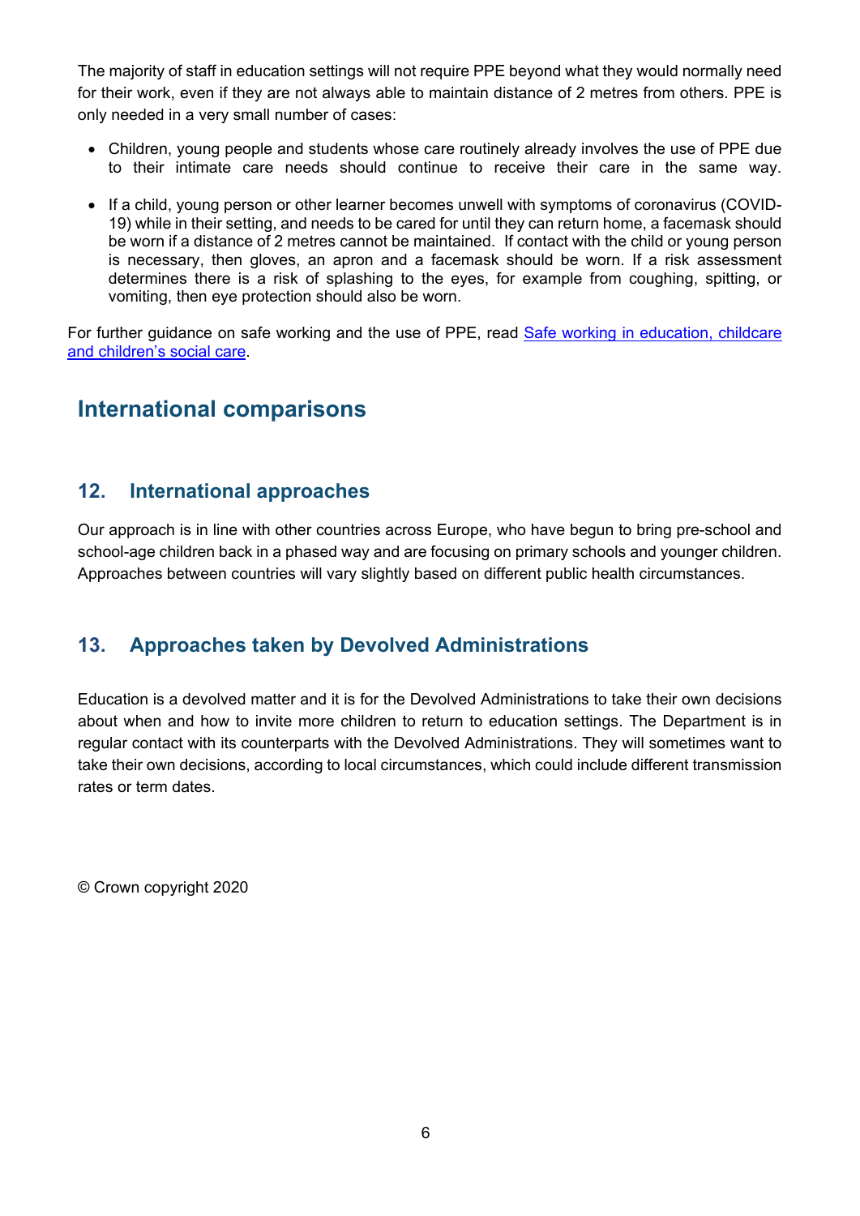The majority of staff in education settings will not require PPE beyond what they would normally need for their work, even if they are not always able to maintain distance of 2 metres from others. PPE is only needed in a very small number of cases:

- Children, young people and students whose care routinely already involves the use of PPE due to their intimate care needs should continue to receive their care in the same way.
- If a child, young person or other learner becomes unwell with symptoms of coronavirus (COVID-19) while in their setting, and needs to be cared for until they can return home, a facemask should be worn if a distance of 2 metres cannot be maintained. If contact with the child or young person is necessary, then gloves, an apron and a facemask should be worn. If a risk assessment determines there is a risk of splashing to the eyes, for example from coughing, spitting, or vomiting, then eye protection should also be worn.

For further guidance on safe working and the use of PPE, read [Safe working in education, childcare and children's social care](#).

# International comparisons

## 12. International approaches

Our approach is in line with other countries across Europe, who have begun to bring pre-school and school-age children back in a phased way and are focusing on primary schools and younger children. Approaches between countries will vary slightly based on different public health circumstances.

## 13. Approaches taken by Devolved Administrations

Education is a devolved matter and it is for the Devolved Administrations to take their own decisions about when and how to invite more children to return to education settings. The Department is in regular contact with its counterparts with the Devolved Administrations. They will sometimes want to take their own decisions, according to local circumstances, which could include different transmission rates or term dates.

© Crown copyright 2020